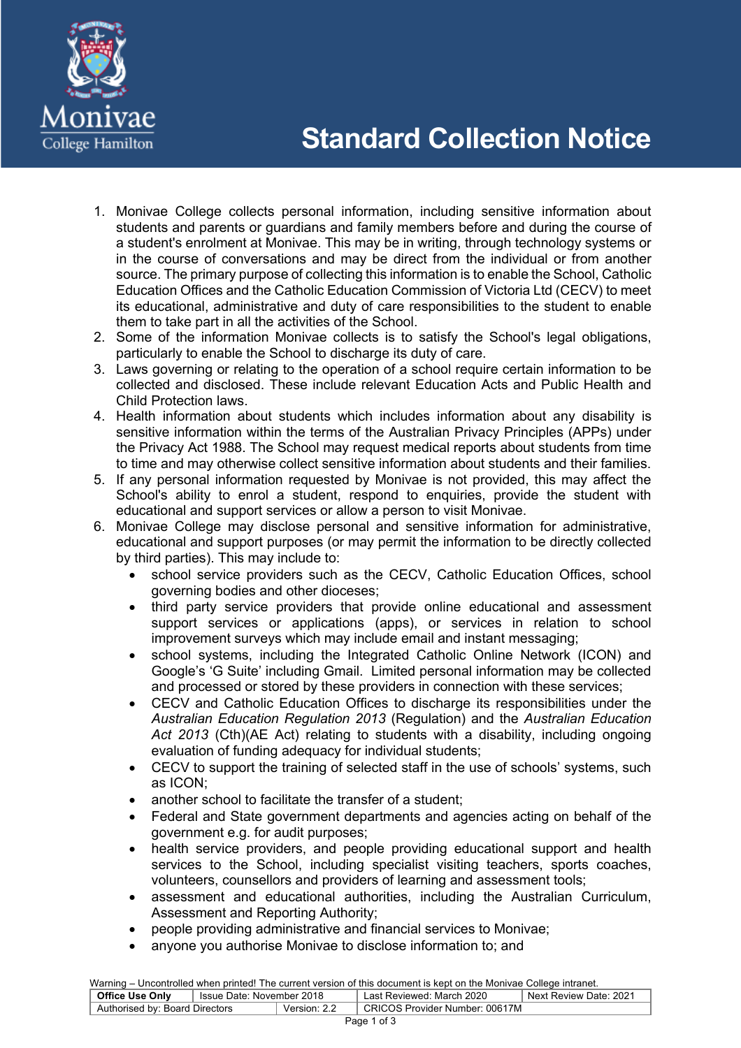# Standard Collection Notice

1. Monivae College collects personal information, including sensitive information about students and parents or guardians and family members before and during the course of a student's enrolment at Monivae. This may be in writing, through technology systems or in the course of conversations and may be direct from the individual or from another source. The primary purpose of collecting this information is to enable the School, Catholic Education Offices and the Catholic Education Commission of Victoria Ltd (CECV) to meet its educational, administrative and duty of care responsibilities to the student to enable them to take part in all the activities of the School.
2. Some of the information Monivae collects is to satisfy the School's legal obligations, particularly to enable the School to discharge its duty of care.
3. Laws governing or relating to the operation of a school require certain information to be collected and disclosed. These include relevant Education Acts and Public Health and Child Protection laws.
4. Health information about students which includes information about any disability is sensitive information within the terms of the Australian Privacy Principles (APPs) under the Privacy Act 1988. The School may request medical reports about students from time to time and may otherwise collect sensitive information about students and their families.
5. If any personal information requested by Monivae is not provided, this may affect the School's ability to enrol a student, respond to enquiries, provide the student with educational and support services or allow a person to visit Monivae.
6. Monivae College may disclose personal and sensitive information for administrative, educational and support purposes (or may permit the information to be directly collected by third parties). This may include to:
   - school service providers such as the CECV, Catholic Education Offices, school governing bodies and other dioceses;
   - third party service providers that provide online educational and assessment support services or applications (apps), or services in relation to school improvement surveys which may include email and instant messaging;
   - school systems, including the Integrated Catholic Online Network (ICON) and Google's 'G Suite' including Gmail. Limited personal information may be collected and processed or stored by these providers in connection with these services;
   - CECV and Catholic Education Offices to discharge its responsibilities under the *Australian Education Regulation 2013* (Regulation) and the *Australian Education Act 2013* (Cth)(AE Act) relating to students with a disability, including ongoing evaluation of funding adequacy for individual students;
   - CECV to support the training of selected staff in the use of schools' systems, such as ICON;
   - another school to facilitate the transfer of a student;
   - Federal and State government departments and agencies acting on behalf of the government e.g. for audit purposes;
   - health service providers, and people providing educational support and health services to the School, including specialist visiting teachers, sports coaches, volunteers, counsellors and providers of learning and assessment tools;
   - assessment and educational authorities, including the Australian Curriculum, Assessment and Reporting Authority;
   - people providing administrative and financial services to Monivae;
   - anyone you authorise Monivae to disclose information to; and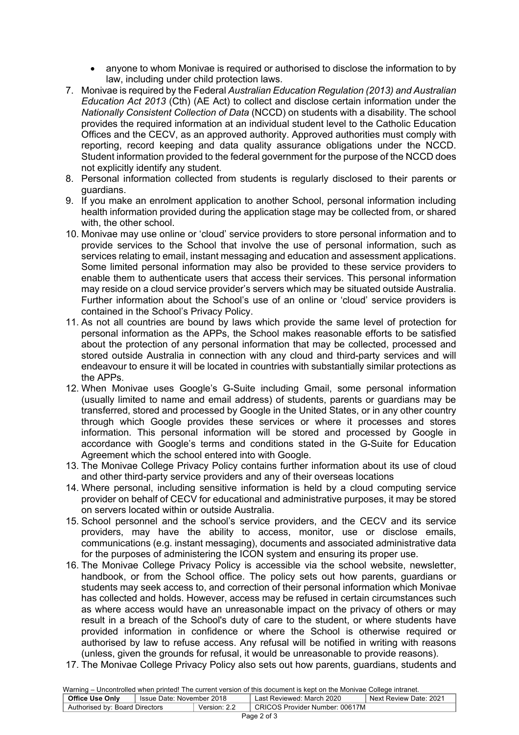- anyone to whom Monivae is required or authorised to disclose the information to by law, including under child protection laws.

7. Monivae is required by the Federal *Australian Education Regulation (2013) and Australian Education Act 2013* (Cth) (AE Act) to collect and disclose certain information under the *Nationally Consistent Collection of Data* (NCCD) on students with a disability. The school provides the required information at an individual student level to the Catholic Education Offices and the CECV, as an approved authority. Approved authorities must comply with reporting, record keeping and data quality assurance obligations under the NCCD. Student information provided to the federal government for the purpose of the NCCD does not explicitly identify any student.
8. Personal information collected from students is regularly disclosed to their parents or guardians.
9. If you make an enrolment application to another School, personal information including health information provided during the application stage may be collected from, or shared with, the other school.
10. Monivae may use online or 'cloud' service providers to store personal information and to provide services to the School that involve the use of personal information, such as services relating to email, instant messaging and education and assessment applications. Some limited personal information may also be provided to these service providers to enable them to authenticate users that access their services. This personal information may reside on a cloud service provider's servers which may be situated outside Australia. Further information about the School's use of an online or 'cloud' service providers is contained in the School's Privacy Policy.
11. As not all countries are bound by laws which provide the same level of protection for personal information as the APPs, the School makes reasonable efforts to be satisfied about the protection of any personal information that may be collected, processed and stored outside Australia in connection with any cloud and third-party services and will endeavour to ensure it will be located in countries with substantially similar protections as the APPs.
12. When Monivae uses Google's G-Suite including Gmail, some personal information (usually limited to name and email address) of students, parents or guardians may be transferred, stored and processed by Google in the United States, or in any other country through which Google provides these services or where it processes and stores information. This personal information will be stored and processed by Google in accordance with Google's terms and conditions stated in the G-Suite for Education Agreement which the school entered into with Google.
13. The Monivae College Privacy Policy contains further information about its use of cloud and other third-party service providers and any of their overseas locations
14. Where personal, including sensitive information is held by a cloud computing service provider on behalf of CECV for educational and administrative purposes, it may be stored on servers located within or outside Australia.
15. School personnel and the school's service providers, and the CECV and its service providers, may have the ability to access, monitor, use or disclose emails, communications (e.g. instant messaging), documents and associated administrative data for the purposes of administering the ICON system and ensuring its proper use.
16. The Monivae College Privacy Policy is accessible via the school website, newsletter, handbook, or from the School office. The policy sets out how parents, guardians or students may seek access to, and correction of their personal information which Monivae has collected and holds. However, access may be refused in certain circumstances such as where access would have an unreasonable impact on the privacy of others or may result in a breach of the School's duty of care to the student, or where students have provided information in confidence or where the School is otherwise required or authorised by law to refuse access. Any refusal will be notified in writing with reasons (unless, given the grounds for refusal, it would be unreasonable to provide reasons).
17. The Monivae College Privacy Policy also sets out how parents, guardians, students and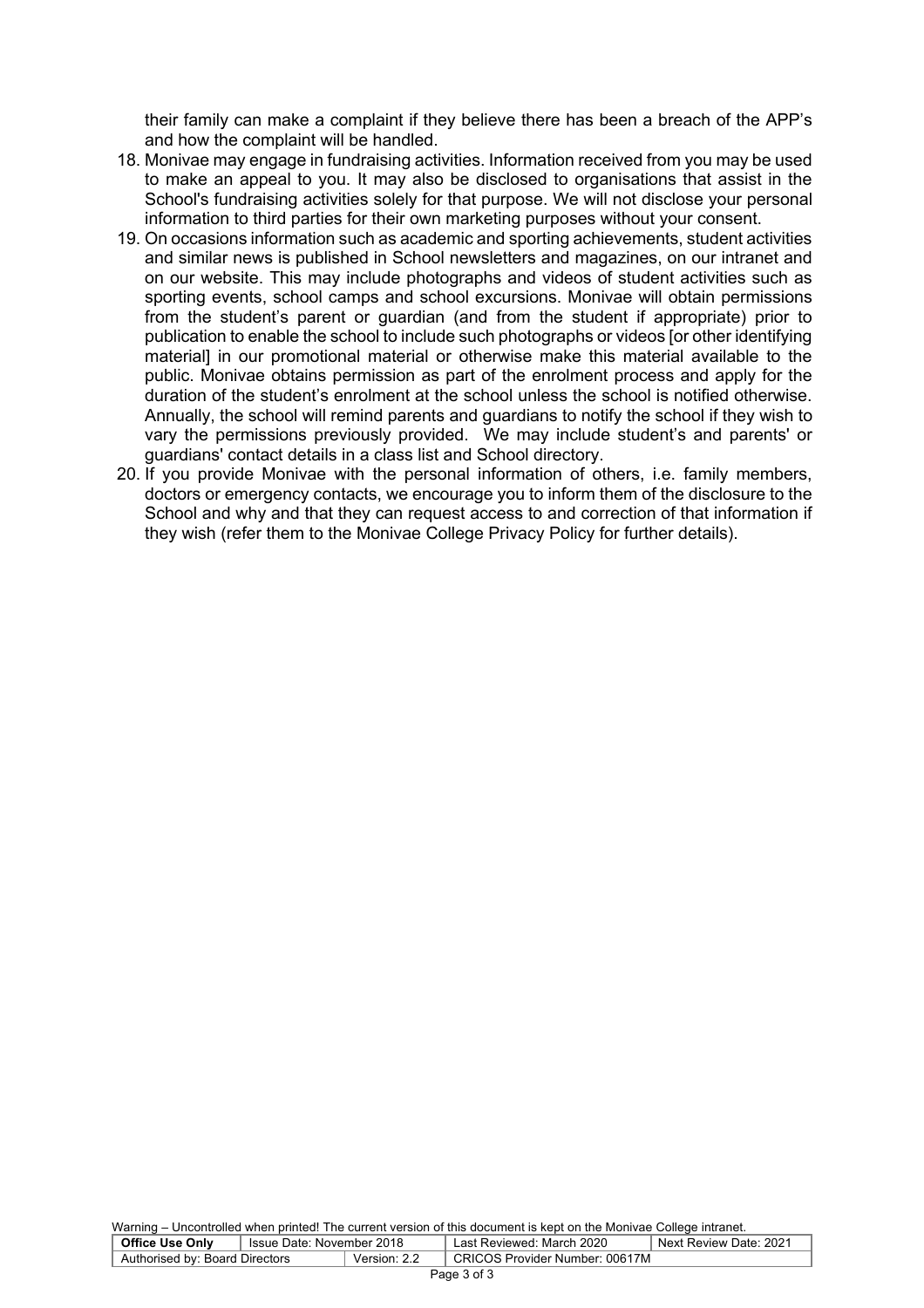their family can make a complaint if they believe there has been a breach of the APP's and how the complaint will be handled.

18. Monivae may engage in fundraising activities. Information received from you may be used to make an appeal to you. It may also be disclosed to organisations that assist in the School's fundraising activities solely for that purpose. We will not disclose your personal information to third parties for their own marketing purposes without your consent.
19. On occasions information such as academic and sporting achievements, student activities and similar news is published in School newsletters and magazines, on our intranet and on our website. This may include photographs and videos of student activities such as sporting events, school camps and school excursions. Monivae will obtain permissions from the student's parent or guardian (and from the student if appropriate) prior to publication to enable the school to include such photographs or videos [or other identifying material] in our promotional material or otherwise make this material available to the public. Monivae obtains permission as part of the enrolment process and apply for the duration of the student's enrolment at the school unless the school is notified otherwise. Annually, the school will remind parents and guardians to notify the school if they wish to vary the permissions previously provided. We may include student's and parents' or guardians' contact details in a class list and School directory.
20. If you provide Monivae with the personal information of others, i.e. family members, doctors or emergency contacts, we encourage you to inform them of the disclosure to the School and why and that they can request access to and correction of that information if they wish (refer them to the Monivae College Privacy Policy for further details).